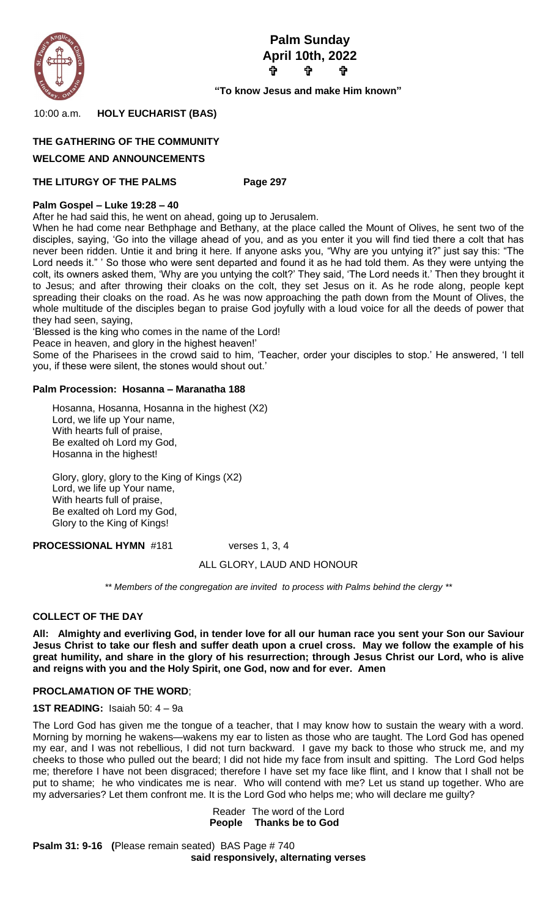# Palm Sunday
## April 10th, 2022
✞ ✞ ✞

**"To know Jesus and make Him known"**

10:00 a.m. **HOLY EUCHARIST (BAS)**

**THE GATHERING OF THE COMMUNITY**

**WELCOME AND ANNOUNCEMENTS**

**THE LITURGY OF THE PALMS** **Page 297**

**Palm Gospel – Luke 19:28 – 40**

After he had said this, he went on ahead, going up to Jerusalem.

When he had come near Bethphage and Bethany, at the place called the Mount of Olives, he sent two of the disciples, saying, 'Go into the village ahead of you, and as you enter it you will find tied there a colt that has never been ridden. Untie it and bring it here. If anyone asks you, "Why are you untying it?" just say this: "The Lord needs it." ' So those who were sent departed and found it as he had told them. As they were untying the colt, its owners asked them, 'Why are you untying the colt?' They said, 'The Lord needs it.' Then they brought it to Jesus; and after throwing their cloaks on the colt, they set Jesus on it. As he rode along, people kept spreading their cloaks on the road. As he was now approaching the path down from the Mount of Olives, the whole multitude of the disciples began to praise God joyfully with a loud voice for all the deeds of power that they had seen, saying,

'Blessed is the king who comes in the name of the Lord!

Peace in heaven, and glory in the highest heaven!'

Some of the Pharisees in the crowd said to him, 'Teacher, order your disciples to stop.' He answered, 'I tell you, if these were silent, the stones would shout out.'

**Palm Procession: Hosanna – Maranatha 188**

Hosanna, Hosanna, Hosanna in the highest (X2)
Lord, we life up Your name,
With hearts full of praise,
Be exalted oh Lord my God,
Hosanna in the highest!

Glory, glory, glory to the King of Kings (X2)
Lord, we life up Your name,
With hearts full of praise,
Be exalted oh Lord my God,
Glory to the King of Kings!

**PROCESSIONAL HYMN** #181 verses 1, 3, 4

ALL GLORY, LAUD AND HONOUR

*\*\* Members of the congregation are invited to process with Palms behind the clergy \*\**

**COLLECT OF THE DAY**

**All: Almighty and everliving God, in tender love for all our human race you sent your Son our Saviour Jesus Christ to take our flesh and suffer death upon a cruel cross. May we follow the example of his great humility, and share in the glory of his resurrection; through Jesus Christ our Lord, who is alive and reigns with you and the Holy Spirit, one God, now and for ever. Amen**

**PROCLAMATION OF THE WORD**;

**1ST READING:** Isaiah 50: 4 – 9a

The Lord God has given me the tongue of a teacher, that I may know how to sustain the weary with a word. Morning by morning he wakens—wakens my ear to listen as those who are taught. The Lord God has opened my ear, and I was not rebellious, I did not turn backward. I gave my back to those who struck me, and my cheeks to those who pulled out the beard; I did not hide my face from insult and spitting. The Lord God helps me; therefore I have not been disgraced; therefore I have set my face like flint, and I know that I shall not be put to shame; he who vindicates me is near. Who will contend with me? Let us stand up together. Who are my adversaries? Let them confront me. It is the Lord God who helps me; who will declare me guilty?

Reader The word of the Lord
**People Thanks be to God**

**Psalm 31: 9-16 (**Please remain seated) BAS Page # 740
**said responsively, alternating verses**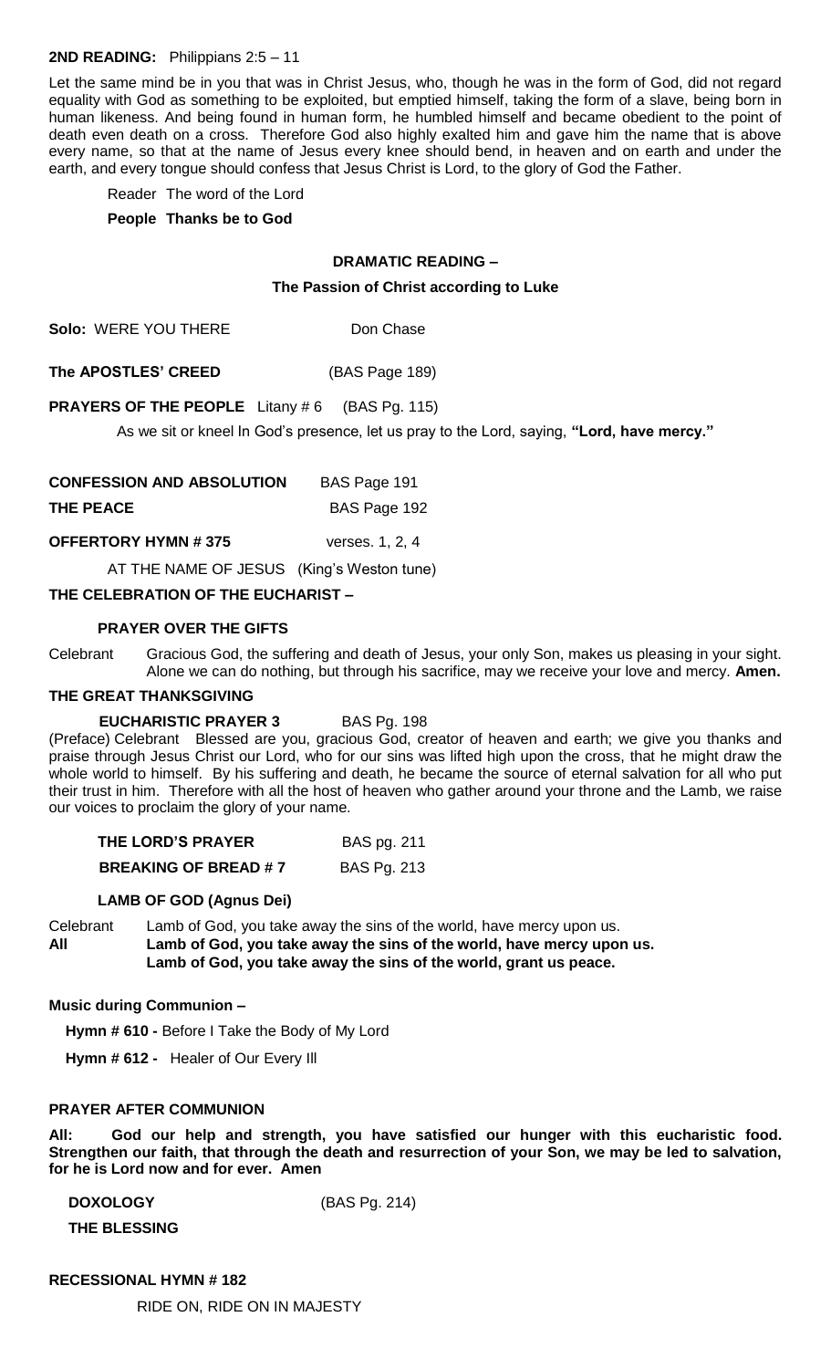**2ND READING:** Philippians 2:5 – 11

Let the same mind be in you that was in Christ Jesus, who, though he was in the form of God, did not regard equality with God as something to be exploited, but emptied himself, taking the form of a slave, being born in human likeness. And being found in human form, he humbled himself and became obedient to the point of death even death on a cross. Therefore God also highly exalted him and gave him the name that is above every name, so that at the name of Jesus every knee should bend, in heaven and on earth and under the earth, and every tongue should confess that Jesus Christ is Lord, to the glory of God the Father.

Reader The word of the Lord

**People Thanks be to God**

**DRAMATIC READING –**

**The Passion of Christ according to Luke**

**Solo:** WERE YOU THERE Don Chase

**The APOSTLES' CREED** (BAS Page 189)

**PRAYERS OF THE PEOPLE** Litany # 6 (BAS Pg. 115)

As we sit or kneel In God's presence, let us pray to the Lord, saying, **"Lord, have mercy."**

**CONFESSION AND ABSOLUTION** BAS Page 191

**THE PEACE** BAS Page 192

**OFFERTORY HYMN # 375** verses. 1, 2, 4

AT THE NAME OF JESUS (King's Weston tune)

**THE CELEBRATION OF THE EUCHARIST –**

**PRAYER OVER THE GIFTS**

Celebrant Gracious God, the suffering and death of Jesus, your only Son, makes us pleasing in your sight. Alone we can do nothing, but through his sacrifice, may we receive your love and mercy. **Amen.**

**THE GREAT THANKSGIVING**

**EUCHARISTIC PRAYER 3** BAS Pg. 198

(Preface) Celebrant Blessed are you, gracious God, creator of heaven and earth; we give you thanks and praise through Jesus Christ our Lord, who for our sins was lifted high upon the cross, that he might draw the whole world to himself. By his suffering and death, he became the source of eternal salvation for all who put their trust in him. Therefore with all the host of heaven who gather around your throne and the Lamb, we raise our voices to proclaim the glory of your name.

**THE LORD'S PRAYER** BAS pg. 211

**BREAKING OF BREAD # 7** BAS Pg. 213

**LAMB OF GOD (Agnus Dei)**

Celebrant Lamb of God, you take away the sins of the world, have mercy upon us.

**All Lamb of God, you take away the sins of the world, have mercy upon us.**
**Lamb of God, you take away the sins of the world, grant us peace.**

**Music during Communion –**

**Hymn # 610 -** Before I Take the Body of My Lord

**Hymn # 612 -** Healer of Our Every Ill

**PRAYER AFTER COMMUNION**

**All: God our help and strength, you have satisfied our hunger with this eucharistic food. Strengthen our faith, that through the death and resurrection of your Son, we may be led to salvation, for he is Lord now and for ever. Amen**

**DOXOLOGY** (BAS Pg. 214)

**THE BLESSING**

**RECESSIONAL HYMN # 182**

RIDE ON, RIDE ON IN MAJESTY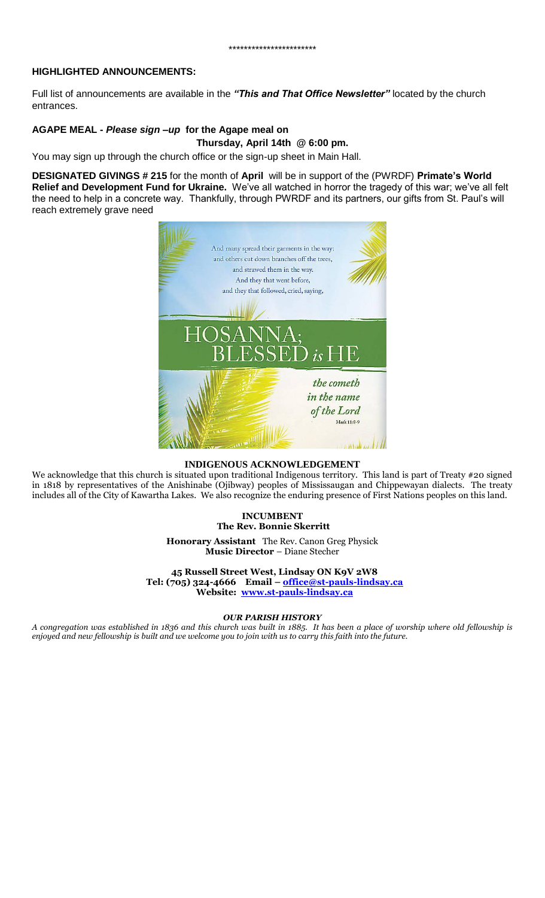**********************

**HIGHLIGHTED ANNOUNCEMENTS:**

Full list of announcements are available in the ***"This and That Office Newsletter"*** located by the church entrances.

**AGAPE MEAL -** ***Please sign –up*** **for the Agape meal on**
**Thursday, April 14th @ 6:00 pm.**

You may sign up through the church office or the sign-up sheet in Main Hall.

**DESIGNATED GIVINGS # 215** for the month of **April** will be in support of the (PWRDF) **Primate's World Relief and Development Fund for Ukraine.** We've all watched in horror the tragedy of this war; we've all felt the need to help in a concrete way. Thankfully, through PWRDF and its partners, our gifts from St. Paul's will reach extremely grave need

And many spread their garments in the way:
and others cut down branches off the trees,
and strawed them in the way.
And they that went before,
and they that followed, cried, saying,

HOSANNA;
BLESSED *is* HE

*the cometh*
*in the name*
*of the Lord*
Mark 11:8-9

**INDIGENOUS ACKNOWLEDGEMENT**

We acknowledge that this church is situated upon traditional Indigenous territory. This land is part of Treaty #20 signed in 1818 by representatives of the Anishinabe (Ojibway) peoples of Mississaugan and Chippewayan dialects. The treaty includes all of the City of Kawartha Lakes. We also recognize the enduring presence of First Nations peoples on this land.

**INCUMBENT**
**The Rev. Bonnie Skerritt**

**Honorary Assistant** The Rev. Canon Greg Physick
**Music Director** – Diane Stecher

**45 Russell Street West, Lindsay ON K9V 2W8**
**Tel: (705) 324-4666 Email – office@st-pauls-lindsay.ca**
**Website: www.st-pauls-lindsay.ca**

***OUR PARISH HISTORY***

*A congregation was established in 1836 and this church was built in 1885. It has been a place of worship where old fellowship is enjoyed and new fellowship is built and we welcome you to join with us to carry this faith into the future.*